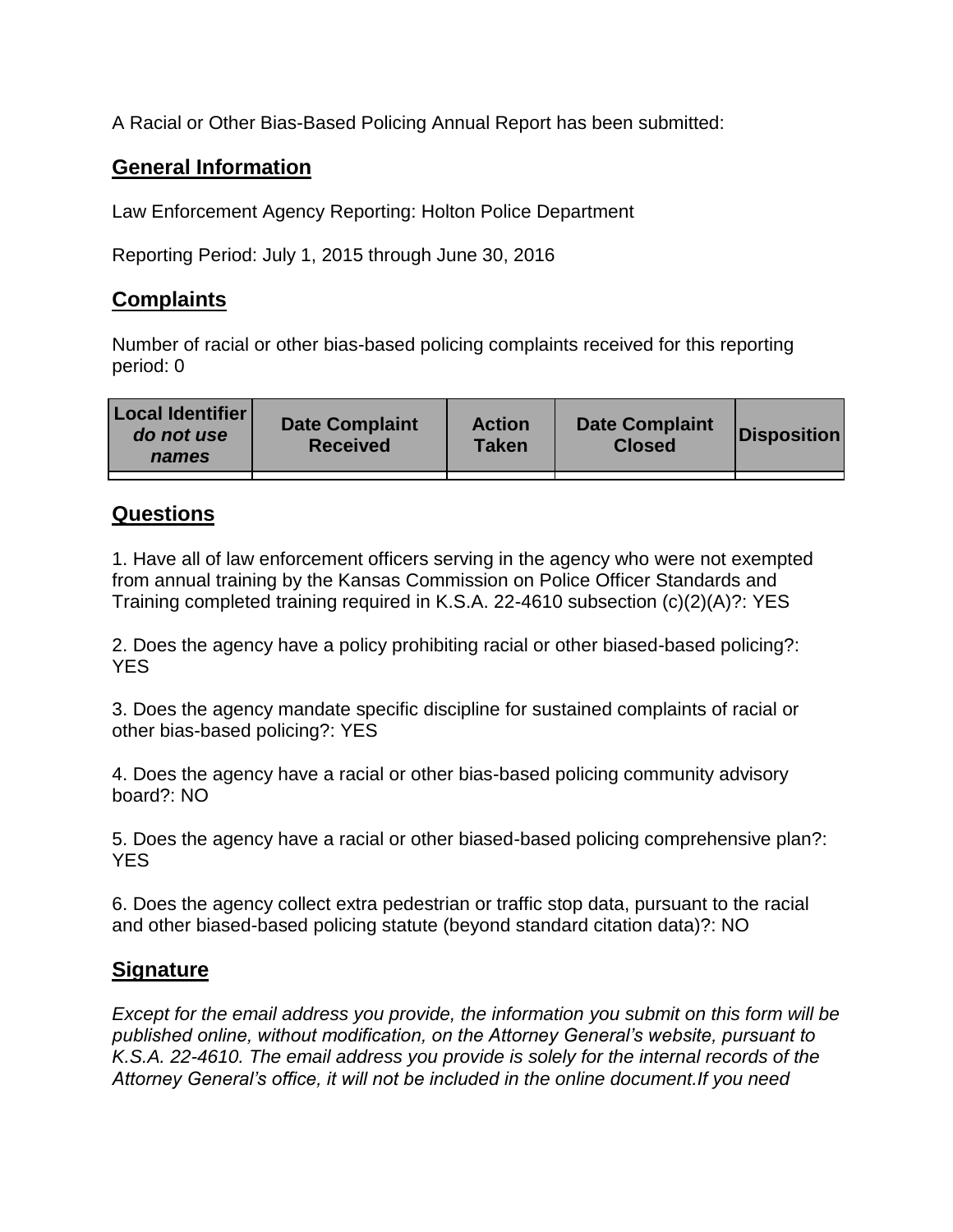A Racial or Other Bias-Based Policing Annual Report has been submitted:

## General Information

Law Enforcement Agency Reporting: Holton Police Department

Reporting Period: July 1, 2015 through June 30, 2016

## Complaints

Number of racial or other bias-based policing complaints received for this reporting period: 0

| **Local Identifier** ***do not use names*** | **Date Complaint Received** | **Action Taken** | **Date Complaint Closed** | **Disposition** |
|---|---|---|---|---|
| | | | | |

## Questions

1. Have all of law enforcement officers serving in the agency who were not exempted from annual training by the Kansas Commission on Police Officer Standards and Training completed training required in K.S.A. 22-4610 subsection (c)(2)(A)?: YES

2. Does the agency have a policy prohibiting racial or other biased-based policing?: YES

3. Does the agency mandate specific discipline for sustained complaints of racial or other bias-based policing?: YES

4. Does the agency have a racial or other bias-based policing community advisory board?: NO

5. Does the agency have a racial or other biased-based policing comprehensive plan?: YES

6. Does the agency collect extra pedestrian or traffic stop data, pursuant to the racial and other biased-based policing statute (beyond standard citation data)?: NO

## Signature

*Except for the email address you provide, the information you submit on this form will be published online, without modification, on the Attorney General's website, pursuant to K.S.A. 22-4610. The email address you provide is solely for the internal records of the Attorney General's office, it will not be included in the online document.If you need*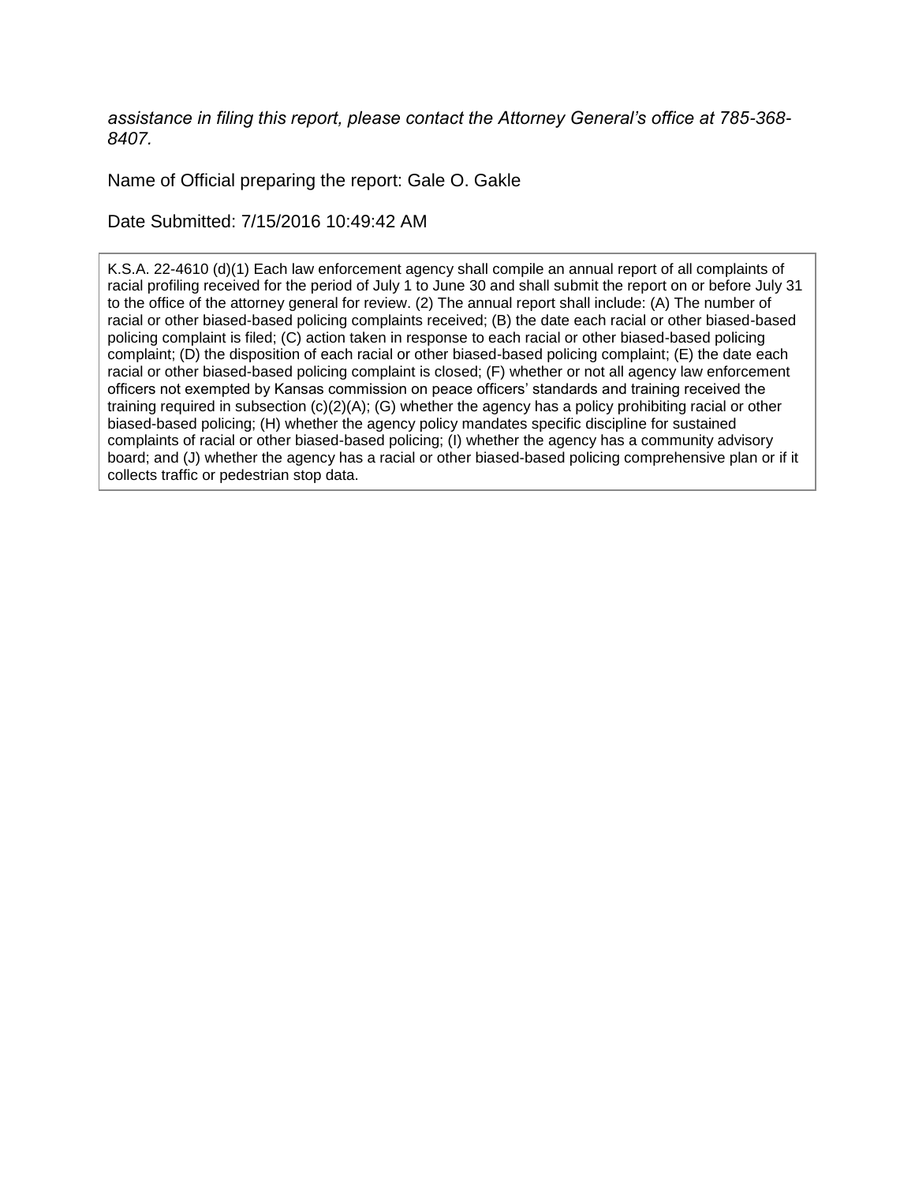*assistance in filing this report, please contact the Attorney General's office at 785-368-8407.*

Name of Official preparing the report: Gale O. Gakle

Date Submitted: 7/15/2016 10:49:42 AM

K.S.A. 22-4610 (d)(1) Each law enforcement agency shall compile an annual report of all complaints of racial profiling received for the period of July 1 to June 30 and shall submit the report on or before July 31 to the office of the attorney general for review. (2) The annual report shall include: (A) The number of racial or other biased-based policing complaints received; (B) the date each racial or other biased-based policing complaint is filed; (C) action taken in response to each racial or other biased-based policing complaint; (D) the disposition of each racial or other biased-based policing complaint; (E) the date each racial or other biased-based policing complaint is closed; (F) whether or not all agency law enforcement officers not exempted by Kansas commission on peace officers' standards and training received the training required in subsection (c)(2)(A); (G) whether the agency has a policy prohibiting racial or other biased-based policing; (H) whether the agency policy mandates specific discipline for sustained complaints of racial or other biased-based policing; (I) whether the agency has a community advisory board; and (J) whether the agency has a racial or other biased-based policing comprehensive plan or if it collects traffic or pedestrian stop data.